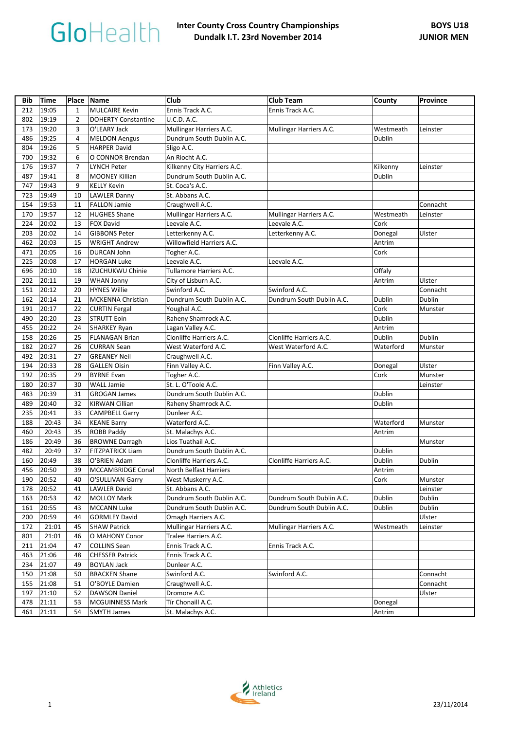# GloHealth Inter County Cross Country Championships

## Dundalk I.T. 23rd November 2014

## BOYS U18 JUNIOR MEN

| Bib | Time | Place | Name | Club | Club Team | County | Province |
|---|---|---|---|---|---|---|---|
| 212 | 19:05 | 1 | MULCAIRE Kevin | Ennis Track A.C. | Ennis Track A.C. | | |
| 802 | 19:19 | 2 | DOHERTY Constantine | U.C.D. A.C. | | | |
| 173 | 19:20 | 3 | O'LEARY Jack | Mullingar Harriers A.C. | Mullingar Harriers A.C. | Westmeath | Leinster |
| 486 | 19:25 | 4 | MELDON Aengus | Dundrum South Dublin A.C. | | Dublin | |
| 804 | 19:26 | 5 | HARPER David | Sligo A.C. | | | |
| 700 | 19:32 | 6 | O CONNOR Brendan | An Riocht A.C. | | | |
| 176 | 19:37 | 7 | LYNCH Peter | Kilkenny City Harriers A.C. | | Kilkenny | Leinster |
| 487 | 19:41 | 8 | MOONEY Killian | Dundrum South Dublin A.C. | | Dublin | |
| 747 | 19:43 | 9 | KELLY Kevin | St. Coca's A.C. | | | |
| 723 | 19:49 | 10 | LAWLER Danny | St. Abbans A.C. | | | |
| 154 | 19:53 | 11 | FALLON Jamie | Craughwell A.C. | | | Connacht |
| 170 | 19:57 | 12 | HUGHES Shane | Mullingar Harriers A.C. | Mullingar Harriers A.C. | Westmeath | Leinster |
| 224 | 20:02 | 13 | FOX David | Leevale A.C. | Leevale A.C. | Cork | |
| 203 | 20:02 | 14 | GIBBONS Peter | Letterkenny A.C. | Letterkenny A.C. | Donegal | Ulster |
| 462 | 20:03 | 15 | WRIGHT Andrew | Willowfield Harriers A.C. | | Antrim | |
| 471 | 20:05 | 16 | DURCAN John | Togher A.C. | | Cork | |
| 225 | 20:08 | 17 | HORGAN Luke | Leevale A.C. | Leevale A.C. | | |
| 696 | 20:10 | 18 | IZUCHUKWU Chinie | Tullamore Harriers A.C. | | Offaly | |
| 202 | 20:11 | 19 | WHAN Jonny | City of Lisburn A.C. | | Antrim | Ulster |
| 151 | 20:12 | 20 | HYNES Willie | Swinford A.C. | Swinford A.C. | | Connacht |
| 162 | 20:14 | 21 | MCKENNA Christian | Dundrum South Dublin A.C. | Dundrum South Dublin A.C. | Dublin | Dublin |
| 191 | 20:17 | 22 | CURTIN Fergal | Youghal A.C. | | Cork | Munster |
| 490 | 20:20 | 23 | STRUTT Eoin | Raheny Shamrock A.C. | | Dublin | |
| 455 | 20:22 | 24 | SHARKEY Ryan | Lagan Valley A.C. | | Antrim | |
| 158 | 20:26 | 25 | FLANAGAN Brian | Clonliffe Harriers A.C. | Clonliffe Harriers A.C. | Dublin | Dublin |
| 182 | 20:27 | 26 | CURRAN Sean | West Waterford A.C. | West Waterford A.C. | Waterford | Munster |
| 492 | 20:31 | 27 | GREANEY Neil | Craughwell A.C. | | | |
| 194 | 20:33 | 28 | GALLEN Oisin | Finn Valley A.C. | Finn Valley A.C. | Donegal | Ulster |
| 192 | 20:35 | 29 | BYRNE Evan | Togher A.C. | | Cork | Munster |
| 180 | 20:37 | 30 | WALL Jamie | St. L. O'Toole A.C. | | | Leinster |
| 483 | 20:39 | 31 | GROGAN James | Dundrum South Dublin A.C. | | Dublin | |
| 489 | 20:40 | 32 | KIRWAN Cillian | Raheny Shamrock A.C. | | Dublin | |
| 235 | 20:41 | 33 | CAMPBELL Garry | Dunleer A.C. | | | |
| 188 | 20:43 | 34 | KEANE Barry | Waterford A.C. | | Waterford | Munster |
| 460 | 20:43 | 35 | ROBB Paddy | St. Malachys A.C. | | Antrim | |
| 186 | 20:49 | 36 | BROWNE Darragh | Lios Tuathail A.C. | | | Munster |
| 482 | 20:49 | 37 | FITZPATRICK Liam | Dundrum South Dublin A.C. | | Dublin | |
| 160 | 20:49 | 38 | O'BRIEN Adam | Clonliffe Harriers A.C. | Clonliffe Harriers A.C. | Dublin | Dublin |
| 456 | 20:50 | 39 | MCCAMBRIDGE Conal | North Belfast Harriers | | Antrim | |
| 190 | 20:52 | 40 | O'SULLIVAN Garry | West Muskerry A.C. | | Cork | Munster |
| 178 | 20:52 | 41 | LAWLER David | St. Abbans A.C. | | | Leinster |
| 163 | 20:53 | 42 | MOLLOY Mark | Dundrum South Dublin A.C. | Dundrum South Dublin A.C. | Dublin | Dublin |
| 161 | 20:55 | 43 | MCCANN Luke | Dundrum South Dublin A.C. | Dundrum South Dublin A.C. | Dublin | Dublin |
| 200 | 20:59 | 44 | GORMLEY David | Omagh Harriers A.C. | | | Ulster |
| 172 | 21:01 | 45 | SHAW Patrick | Mullingar Harriers A.C. | Mullingar Harriers A.C. | Westmeath | Leinster |
| 801 | 21:01 | 46 | O MAHONY Conor | Tralee Harriers A.C. | | | |
| 211 | 21:04 | 47 | COLLINS Sean | Ennis Track A.C. | Ennis Track A.C. | | |
| 463 | 21:06 | 48 | CHESSER Patrick | Ennis Track A.C. | | | |
| 234 | 21:07 | 49 | BOYLAN Jack | Dunleer A.C. | | | |
| 150 | 21:08 | 50 | BRACKEN Shane | Swinford A.C. | Swinford A.C. | | Connacht |
| 155 | 21:08 | 51 | O'BOYLE Damien | Craughwell A.C. | | | Connacht |
| 197 | 21:10 | 52 | DAWSON Daniel | Dromore A.C. | | | Ulster |
| 478 | 21:11 | 53 | MCGUINNESS Mark | Tír Chonaill A.C. | | Donegal | |
| 461 | 21:11 | 54 | SMYTH James | St. Malachys A.C. | | Antrim | |

Athletics Ireland

23/11/2014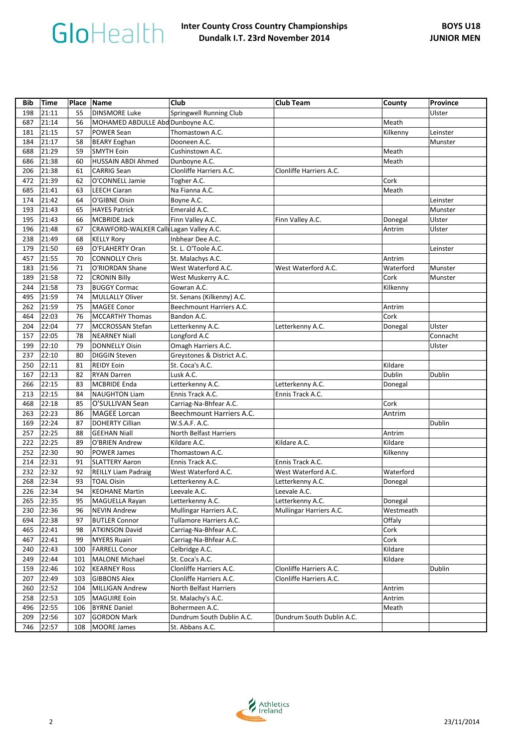GloHealth

**Inter County Cross Country Championships**
**Dundalk I.T. 23rd November 2014**

**BOYS U18**
**JUNIOR MEN**

| Bib | Time | Place | Name | Club | Club Team | County | Province |
|---|---|---|---|---|---|---|---|
| 198 | 21:11 | 55 | DINSMORE Luke | Springwell Running Club | | | Ulster |
| 687 | 21:14 | 56 | MOHAMED ABDULLE Abd | Dunboyne A.C. | | Meath | |
| 181 | 21:15 | 57 | POWER Sean | Thomastown A.C. | | Kilkenny | Leinster |
| 184 | 21:17 | 58 | BEARY Eoghan | Dooneen A.C. | | | Munster |
| 688 | 21:29 | 59 | SMYTH Eoin | Cushinstown A.C. | | Meath | |
| 686 | 21:38 | 60 | HUSSAIN ABDI Ahmed | Dunboyne A.C. | | Meath | |
| 206 | 21:38 | 61 | CARRIG Sean | Clonliffe Harriers A.C. | Clonliffe Harriers A.C. | | |
| 472 | 21:39 | 62 | O'CONNELL Jamie | Togher A.C. | | Cork | |
| 685 | 21:41 | 63 | LEECH Ciaran | Na Fianna A.C. | | Meath | |
| 174 | 21:42 | 64 | O'GIBNE Oisin | Boyne A.C. | | | Leinster |
| 193 | 21:43 | 65 | HAYES Patrick | Emerald A.C. | | | Munster |
| 195 | 21:43 | 66 | MCBRIDE Jack | Finn Valley A.C. | Finn Valley A.C. | Donegal | Ulster |
| 196 | 21:48 | 67 | CRAWFORD-WALKER Call | Lagan Valley A.C. | | Antrim | Ulster |
| 238 | 21:49 | 68 | KELLY Rory | Inbhear Dee A.C. | | | |
| 179 | 21:50 | 69 | O'FLAHERTY Oran | St. L. O'Toole A.C. | | | Leinster |
| 457 | 21:55 | 70 | CONNOLLY Chris | St. Malachys A.C. | | Antrim | |
| 183 | 21:56 | 71 | O'RIORDAN Shane | West Waterford A.C. | West Waterford A.C. | Waterford | Munster |
| 189 | 21:58 | 72 | CRONIN Billy | West Muskerry A.C. | | Cork | Munster |
| 244 | 21:58 | 73 | BUGGY Cormac | Gowran A.C. | | Kilkenny | |
| 495 | 21:59 | 74 | MULLALLY Oliver | St. Senans (Kilkenny) A.C. | | | |
| 262 | 21:59 | 75 | MAGEE Conor | Beechmount Harriers A.C. | | Antrim | |
| 464 | 22:03 | 76 | MCCARTHY Thomas | Bandon A.C. | | Cork | |
| 204 | 22:04 | 77 | MCCROSSAN Stefan | Letterkenny A.C. | Letterkenny A.C. | Donegal | Ulster |
| 157 | 22:05 | 78 | NEARNEY Niall | Longford A.C | | | Connacht |
| 199 | 22:10 | 79 | DONNELLY Oisin | Omagh Harriers A.C. | | | Ulster |
| 237 | 22:10 | 80 | DIGGIN Steven | Greystones & District A.C. | | | |
| 250 | 22:11 | 81 | REIDY Eoin | St. Coca's A.C. | | Kildare | |
| 167 | 22:13 | 82 | RYAN Darren | Lusk A.C. | | Dublin | Dublin |
| 266 | 22:15 | 83 | MCBRIDE Enda | Letterkenny A.C. | Letterkenny A.C. | Donegal | |
| 213 | 22:15 | 84 | NAUGHTON Liam | Ennis Track A.C. | Ennis Track A.C. | | |
| 468 | 22:18 | 85 | O'SULLIVAN Sean | Carriag-Na-Bhfear A.C. | | Cork | |
| 263 | 22:23 | 86 | MAGEE Lorcan | Beechmount Harriers A.C. | | Antrim | |
| 169 | 22:24 | 87 | DOHERTY Cillian | W.S.A.F. A.C. | | | Dublin |
| 257 | 22:25 | 88 | GEEHAN Niall | North Belfast Harriers | | Antrim | |
| 222 | 22:25 | 89 | O'BRIEN Andrew | Kildare A.C. | Kildare A.C. | Kildare | |
| 252 | 22:30 | 90 | POWER James | Thomastown A.C. | | Kilkenny | |
| 214 | 22:31 | 91 | SLATTERY Aaron | Ennis Track A.C. | Ennis Track A.C. | | |
| 232 | 22:32 | 92 | REILLY Liam Padraig | West Waterford A.C. | West Waterford A.C. | Waterford | |
| 268 | 22:34 | 93 | TOAL Oisin | Letterkenny A.C. | Letterkenny A.C. | Donegal | |
| 226 | 22:34 | 94 | KEOHANE Martin | Leevale A.C. | Leevale A.C. | | |
| 265 | 22:35 | 95 | MAGUELLA Rayan | Letterkenny A.C. | Letterkenny A.C. | Donegal | |
| 230 | 22:36 | 96 | NEVIN Andrew | Mullingar Harriers A.C. | Mullingar Harriers A.C. | Westmeath | |
| 694 | 22:38 | 97 | BUTLER Connor | Tullamore Harriers A.C. | | Offaly | |
| 465 | 22:41 | 98 | ATKINSON David | Carriag-Na-Bhfear A.C. | | Cork | |
| 467 | 22:41 | 99 | MYERS Ruairi | Carriag-Na-Bhfear A.C. | | Cork | |
| 240 | 22:43 | 100 | FARRELL Conor | Celbridge A.C. | | Kildare | |
| 249 | 22:44 | 101 | MALONE Michael | St. Coca's A.C. | | Kildare | |
| 159 | 22:46 | 102 | KEARNEY Ross | Clonliffe Harriers A.C. | Clonliffe Harriers A.C. | | Dublin |
| 207 | 22:49 | 103 | GIBBONS Alex | Clonliffe Harriers A.C. | Clonliffe Harriers A.C. | | |
| 260 | 22:52 | 104 | MILLIGAN Andrew | North Belfast Harriers | | Antrim | |
| 258 | 22:53 | 105 | MAGUIRE Eoin | St. Malachy's A.C. | | Antrim | |
| 496 | 22:55 | 106 | BYRNE Daniel | Bohermeen A.C. | | Meath | |
| 209 | 22:56 | 107 | GORDON Mark | Dundrum South Dublin A.C. | Dundrum South Dublin A.C. | | |
| 746 | 22:57 | 108 | MOORE James | St. Abbans A.C. | | | |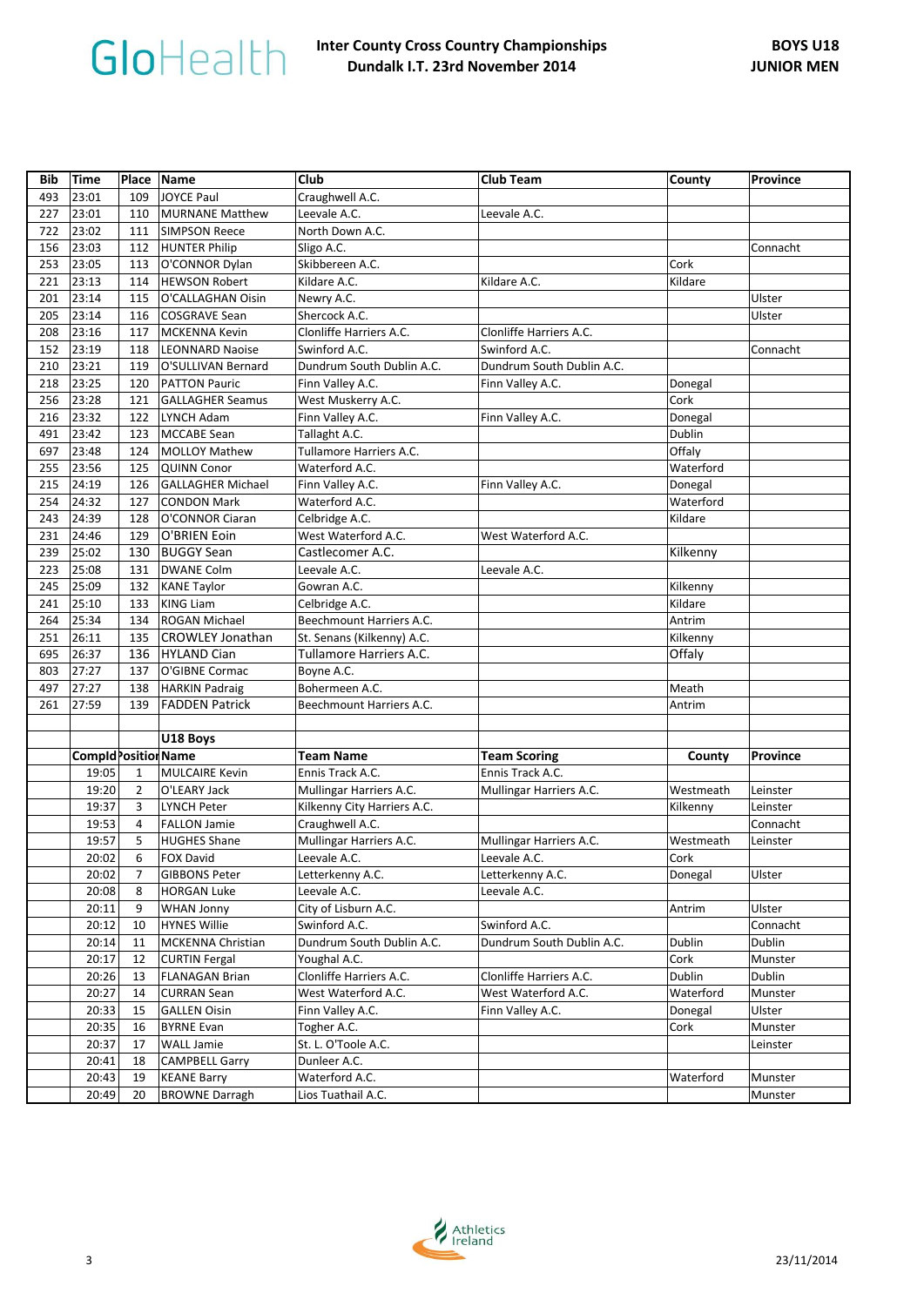# Inter County Cross Country Championships
## Dundalk I.T. 23rd November 2014

**BOYS U18**
**JUNIOR MEN**

| Bib | Time | Place | Name | Club | Club Team | County | Province |
|---|---|---|---|---|---|---|---|
| 493 | 23:01 | 109 | JOYCE Paul | Craughwell A.C. | | | |
| 227 | 23:01 | 110 | MURNANE Matthew | Leevale A.C. | Leevale A.C. | | |
| 722 | 23:02 | 111 | SIMPSON Reece | North Down A.C. | | | |
| 156 | 23:03 | 112 | HUNTER Philip | Sligo A.C. | | | Connacht |
| 253 | 23:05 | 113 | O'CONNOR Dylan | Skibbereen A.C. | | Cork | |
| 221 | 23:13 | 114 | HEWSON Robert | Kildare A.C. | Kildare A.C. | Kildare | |
| 201 | 23:14 | 115 | O'CALLAGHAN Oisin | Newry A.C. | | | Ulster |
| 205 | 23:14 | 116 | COSGRAVE Sean | Shercock A.C. | | | Ulster |
| 208 | 23:16 | 117 | MCKENNA Kevin | Clonliffe Harriers A.C. | Clonliffe Harriers A.C. | | |
| 152 | 23:19 | 118 | LEONNARD Naoise | Swinford A.C. | Swinford A.C. | | Connacht |
| 210 | 23:21 | 119 | O'SULLIVAN Bernard | Dundrum South Dublin A.C. | Dundrum South Dublin A.C. | | |
| 218 | 23:25 | 120 | PATTON Pauric | Finn Valley A.C. | Finn Valley A.C. | Donegal | |
| 256 | 23:28 | 121 | GALLAGHER Seamus | West Muskerry A.C. | | Cork | |
| 216 | 23:32 | 122 | LYNCH Adam | Finn Valley A.C. | Finn Valley A.C. | Donegal | |
| 491 | 23:42 | 123 | MCCABE Sean | Tallaght A.C. | | Dublin | |
| 697 | 23:48 | 124 | MOLLOY Mathew | Tullamore Harriers A.C. | | Offaly | |
| 255 | 23:56 | 125 | QUINN Conor | Waterford A.C. | | Waterford | |
| 215 | 24:19 | 126 | GALLAGHER Michael | Finn Valley A.C. | Finn Valley A.C. | Donegal | |
| 254 | 24:32 | 127 | CONDON Mark | Waterford A.C. | | Waterford | |
| 243 | 24:39 | 128 | O'CONNOR Ciaran | Celbridge A.C. | | Kildare | |
| 231 | 24:46 | 129 | O'BRIEN Eoin | West Waterford A.C. | West Waterford A.C. | | |
| 239 | 25:02 | 130 | BUGGY Sean | Castlecomer A.C. | | Kilkenny | |
| 223 | 25:08 | 131 | DWANE Colm | Leevale A.C. | Leevale A.C. | | |
| 245 | 25:09 | 132 | KANE Taylor | Gowran A.C. | | Kilkenny | |
| 241 | 25:10 | 133 | KING Liam | Celbridge A.C. | | Kildare | |
| 264 | 25:34 | 134 | ROGAN Michael | Beechmount Harriers A.C. | | Antrim | |
| 251 | 26:11 | 135 | CROWLEY Jonathan | St. Senans (Kilkenny) A.C. | | Kilkenny | |
| 695 | 26:37 | 136 | HYLAND Cian | Tullamore Harriers A.C. | | Offaly | |
| 803 | 27:27 | 137 | O'GIBNE Cormac | Boyne A.C. | | | |
| 497 | 27:27 | 138 | HARKIN Padraig | Bohermeen A.C. | | Meath | |
| 261 | 27:59 | 139 | FADDEN Patrick | Beechmount Harriers A.C. | | Antrim | |

**U18 Boys**

| Compld | Position | Name | Team Name | Team Scoring | County | Province |
|---|---|---|---|---|---|---|
| 19:05 | 1 | MULCAIRE Kevin | Ennis Track A.C. | Ennis Track A.C. | | |
| 19:20 | 2 | O'LEARY Jack | Mullingar Harriers A.C. | Mullingar Harriers A.C. | Westmeath | Leinster |
| 19:37 | 3 | LYNCH Peter | Kilkenny City Harriers A.C. | | Kilkenny | Leinster |
| 19:53 | 4 | FALLON Jamie | Craughwell A.C. | | | Connacht |
| 19:57 | 5 | HUGHES Shane | Mullingar Harriers A.C. | Mullingar Harriers A.C. | Westmeath | Leinster |
| 20:02 | 6 | FOX David | Leevale A.C. | Leevale A.C. | Cork | |
| 20:02 | 7 | GIBBONS Peter | Letterkenny A.C. | Letterkenny A.C. | Donegal | Ulster |
| 20:08 | 8 | HORGAN Luke | Leevale A.C. | Leevale A.C. | | |
| 20:11 | 9 | WHAN Jonny | City of Lisburn A.C. | | Antrim | Ulster |
| 20:12 | 10 | HYNES Willie | Swinford A.C. | Swinford A.C. | | Connacht |
| 20:14 | 11 | MCKENNA Christian | Dundrum South Dublin A.C. | Dundrum South Dublin A.C. | Dublin | Dublin |
| 20:17 | 12 | CURTIN Fergal | Youghal A.C. | | Cork | Munster |
| 20:26 | 13 | FLANAGAN Brian | Clonliffe Harriers A.C. | Clonliffe Harriers A.C. | Dublin | Dublin |
| 20:27 | 14 | CURRAN Sean | West Waterford A.C. | West Waterford A.C. | Waterford | Munster |
| 20:33 | 15 | GALLEN Oisin | Finn Valley A.C. | Finn Valley A.C. | Donegal | Ulster |
| 20:35 | 16 | BYRNE Evan | Togher A.C. | | Cork | Munster |
| 20:37 | 17 | WALL Jamie | St. L. O'Toole A.C. | | | Leinster |
| 20:41 | 18 | CAMPBELL Garry | Dunleer A.C. | | | |
| 20:43 | 19 | KEANE Barry | Waterford A.C. | | Waterford | Munster |
| 20:49 | 20 | BROWNE Darragh | Lios Tuathail A.C. | | | Munster |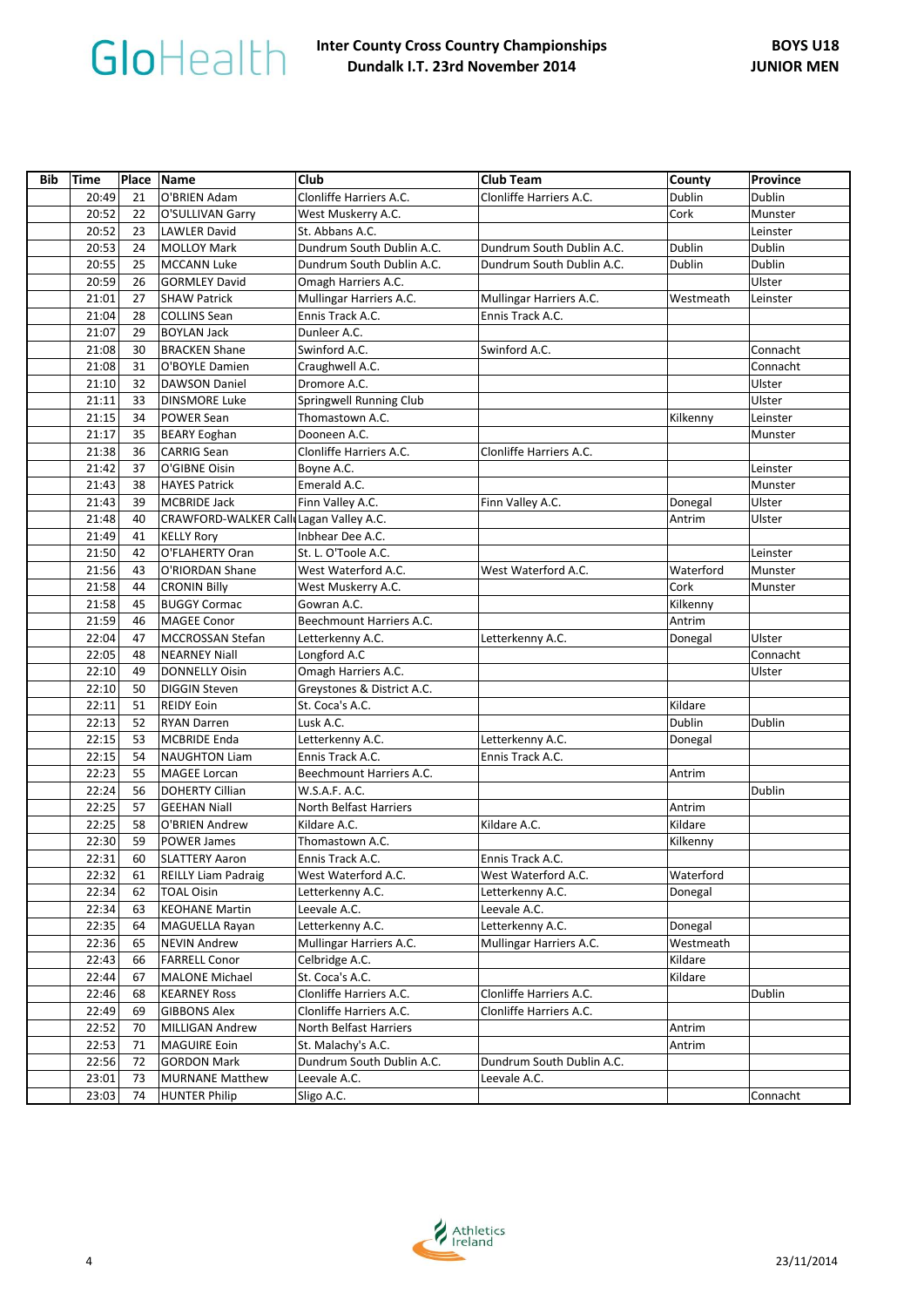# Inter County Cross Country Championships
## Dundalk I.T. 23rd November 2014

**BOYS U18**
**JUNIOR MEN**

| Bib | Time | Place | Name | Club | Club Team | County | Province |
|---|---|---|---|---|---|---|---|
| | 20:49 | 21 | O'BRIEN Adam | Clonliffe Harriers A.C. | Clonliffe Harriers A.C. | Dublin | Dublin |
| | 20:52 | 22 | O'SULLIVAN Garry | West Muskerry A.C. | | Cork | Munster |
| | 20:52 | 23 | LAWLER David | St. Abbans A.C. | | | Leinster |
| | 20:53 | 24 | MOLLOY Mark | Dundrum South Dublin A.C. | Dundrum South Dublin A.C. | Dublin | Dublin |
| | 20:55 | 25 | MCCANN Luke | Dundrum South Dublin A.C. | Dundrum South Dublin A.C. | Dublin | Dublin |
| | 20:59 | 26 | GORMLEY David | Omagh Harriers A.C. | | | Ulster |
| | 21:01 | 27 | SHAW Patrick | Mullingar Harriers A.C. | Mullingar Harriers A.C. | Westmeath | Leinster |
| | 21:04 | 28 | COLLINS Sean | Ennis Track A.C. | Ennis Track A.C. | | |
| | 21:07 | 29 | BOYLAN Jack | Dunleer A.C. | | | |
| | 21:08 | 30 | BRACKEN Shane | Swinford A.C. | Swinford A.C. | | Connacht |
| | 21:08 | 31 | O'BOYLE Damien | Craughwell A.C. | | | Connacht |
| | 21:10 | 32 | DAWSON Daniel | Dromore A.C. | | | Ulster |
| | 21:11 | 33 | DINSMORE Luke | Springwell Running Club | | | Ulster |
| | 21:15 | 34 | POWER Sean | Thomastown A.C. | | Kilkenny | Leinster |
| | 21:17 | 35 | BEARY Eoghan | Dooneen A.C. | | | Munster |
| | 21:38 | 36 | CARRIG Sean | Clonliffe Harriers A.C. | Clonliffe Harriers A.C. | | |
| | 21:42 | 37 | O'GIBNE Oisin | Boyne A.C. | | | Leinster |
| | 21:43 | 38 | HAYES Patrick | Emerald A.C. | | | Munster |
| | 21:43 | 39 | MCBRIDE Jack | Finn Valley A.C. | Finn Valley A.C. | Donegal | Ulster |
| | 21:48 | 40 | CRAWFORD-WALKER Call | Lagan Valley A.C. | | Antrim | Ulster |
| | 21:49 | 41 | KELLY Rory | Inbhear Dee A.C. | | | |
| | 21:50 | 42 | O'FLAHERTY Oran | St. L. O'Toole A.C. | | | Leinster |
| | 21:56 | 43 | O'RIORDAN Shane | West Waterford A.C. | West Waterford A.C. | Waterford | Munster |
| | 21:58 | 44 | CRONIN Billy | West Muskerry A.C. | | Cork | Munster |
| | 21:58 | 45 | BUGGY Cormac | Gowran A.C. | | Kilkenny | |
| | 21:59 | 46 | MAGEE Conor | Beechmount Harriers A.C. | | Antrim | |
| | 22:04 | 47 | MCCROSSAN Stefan | Letterkenny A.C. | Letterkenny A.C. | Donegal | Ulster |
| | 22:05 | 48 | NEARNEY Niall | Longford A.C | | | Connacht |
| | 22:10 | 49 | DONNELLY Oisin | Omagh Harriers A.C. | | | Ulster |
| | 22:10 | 50 | DIGGIN Steven | Greystones & District A.C. | | | |
| | 22:11 | 51 | REIDY Eoin | St. Coca's A.C. | | Kildare | |
| | 22:13 | 52 | RYAN Darren | Lusk A.C. | | Dublin | Dublin |
| | 22:15 | 53 | MCBRIDE Enda | Letterkenny A.C. | Letterkenny A.C. | Donegal | |
| | 22:15 | 54 | NAUGHTON Liam | Ennis Track A.C. | Ennis Track A.C. | | |
| | 22:23 | 55 | MAGEE Lorcan | Beechmount Harriers A.C. | | Antrim | |
| | 22:24 | 56 | DOHERTY Cillian | W.S.A.F. A.C. | | | Dublin |
| | 22:25 | 57 | GEEHAN Niall | North Belfast Harriers | | Antrim | |
| | 22:25 | 58 | O'BRIEN Andrew | Kildare A.C. | Kildare A.C. | Kildare | |
| | 22:30 | 59 | POWER James | Thomastown A.C. | | Kilkenny | |
| | 22:31 | 60 | SLATTERY Aaron | Ennis Track A.C. | Ennis Track A.C. | | |
| | 22:32 | 61 | REILLY Liam Padraig | West Waterford A.C. | West Waterford A.C. | Waterford | |
| | 22:34 | 62 | TOAL Oisin | Letterkenny A.C. | Letterkenny A.C. | Donegal | |
| | 22:34 | 63 | KEOHANE Martin | Leevale A.C. | Leevale A.C. | | |
| | 22:35 | 64 | MAGUELLA Rayan | Letterkenny A.C. | Letterkenny A.C. | Donegal | |
| | 22:36 | 65 | NEVIN Andrew | Mullingar Harriers A.C. | Mullingar Harriers A.C. | Westmeath | |
| | 22:43 | 66 | FARRELL Conor | Celbridge A.C. | | Kildare | |
| | 22:44 | 67 | MALONE Michael | St. Coca's A.C. | | Kildare | |
| | 22:46 | 68 | KEARNEY Ross | Clonliffe Harriers A.C. | Clonliffe Harriers A.C. | | Dublin |
| | 22:49 | 69 | GIBBONS Alex | Clonliffe Harriers A.C. | Clonliffe Harriers A.C. | | |
| | 22:52 | 70 | MILLIGAN Andrew | North Belfast Harriers | | Antrim | |
| | 22:53 | 71 | MAGUIRE Eoin | St. Malachy's A.C. | | Antrim | |
| | 22:56 | 72 | GORDON Mark | Dundrum South Dublin A.C. | Dundrum South Dublin A.C. | | |
| | 23:01 | 73 | MURNANE Matthew | Leevale A.C. | Leevale A.C. | | |
| | 23:03 | 74 | HUNTER Philip | Sligo A.C. | | | Connacht |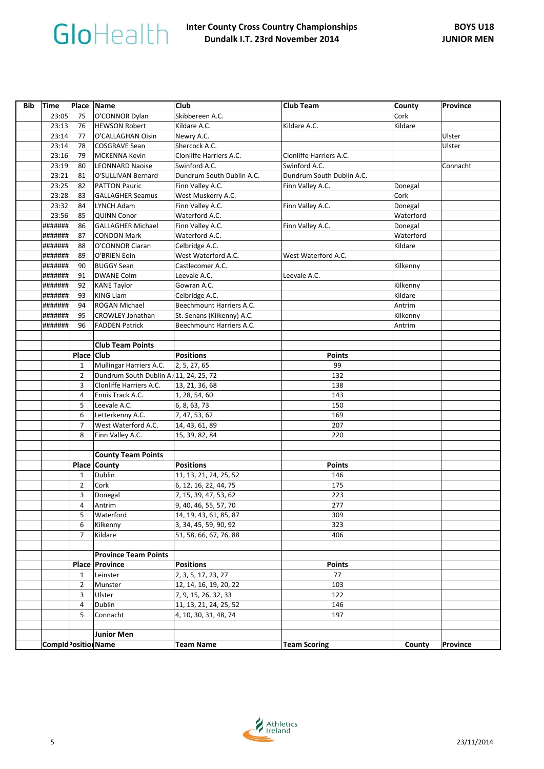GloHealth

**Inter County Cross Country Championships**
**Dundalk I.T. 23rd November 2014**

**BOYS U18**
**JUNIOR MEN**

| Bib | Time | Place | Name | Club | Club Team | County | Province |
|---|---|---|---|---|---|---|---|
| | 23:05 | 75 | O'CONNOR Dylan | Skibbereen A.C. | | Cork | |
| | 23:13 | 76 | HEWSON Robert | Kildare A.C. | Kildare A.C. | Kildare | |
| | 23:14 | 77 | O'CALLAGHAN Oisin | Newry A.C. | | | Ulster |
| | 23:14 | 78 | COSGRAVE Sean | Shercock A.C. | | | Ulster |
| | 23:16 | 79 | MCKENNA Kevin | Clonliffe Harriers A.C. | Clonliffe Harriers A.C. | | |
| | 23:19 | 80 | LEONNARD Naoise | Swinford A.C. | Swinford A.C. | | Connacht |
| | 23:21 | 81 | O'SULLIVAN Bernard | Dundrum South Dublin A.C. | Dundrum South Dublin A.C. | | |
| | 23:25 | 82 | PATTON Pauric | Finn Valley A.C. | Finn Valley A.C. | Donegal | |
| | 23:28 | 83 | GALLAGHER Seamus | West Muskerry A.C. | | Cork | |
| | 23:32 | 84 | LYNCH Adam | Finn Valley A.C. | Finn Valley A.C. | Donegal | |
| | 23:56 | 85 | QUINN Conor | Waterford A.C. | | Waterford | |
| | ####### | 86 | GALLAGHER Michael | Finn Valley A.C. | Finn Valley A.C. | Donegal | |
| | ####### | 87 | CONDON Mark | Waterford A.C. | | Waterford | |
| | ####### | 88 | O'CONNOR Ciaran | Celbridge A.C. | | Kildare | |
| | ####### | 89 | O'BRIEN Eoin | West Waterford A.C. | West Waterford A.C. | | |
| | ####### | 90 | BUGGY Sean | Castlecomer A.C. | | Kilkenny | |
| | ####### | 91 | DWANE Colm | Leevale A.C. | Leevale A.C. | | |
| | ####### | 92 | KANE Taylor | Gowran A.C. | | Kilkenny | |
| | ####### | 93 | KING Liam | Celbridge A.C. | | Kildare | |
| | ####### | 94 | ROGAN Michael | Beechmount Harriers A.C. | | Antrim | |
| | ####### | 95 | CROWLEY Jonathan | St. Senans (Kilkenny) A.C. | | Kilkenny | |
| | ####### | 96 | FADDEN Patrick | Beechmount Harriers A.C. | | Antrim | |

**Club Team Points**

| Place | Club | Positions | Points |
|---|---|---|---|
| 1 | Mullingar Harriers A.C. | 2, 5, 27, 65 | 99 |
| 2 | Dundrum South Dublin A. | 11, 24, 25, 72 | 132 |
| 3 | Clonliffe Harriers A.C. | 13, 21, 36, 68 | 138 |
| 4 | Ennis Track A.C. | 1, 28, 54, 60 | 143 |
| 5 | Leevale A.C. | 6, 8, 63, 73 | 150 |
| 6 | Letterkenny A.C. | 7, 47, 53, 62 | 169 |
| 7 | West Waterford A.C. | 14, 43, 61, 89 | 207 |
| 8 | Finn Valley A.C. | 15, 39, 82, 84 | 220 |

**County Team Points**

| Place | County | Positions | Points |
|---|---|---|---|
| 1 | Dublin | 11, 13, 21, 24, 25, 52 | 146 |
| 2 | Cork | 6, 12, 16, 22, 44, 75 | 175 |
| 3 | Donegal | 7, 15, 39, 47, 53, 62 | 223 |
| 4 | Antrim | 9, 40, 46, 55, 57, 70 | 277 |
| 5 | Waterford | 14, 19, 43, 61, 85, 87 | 309 |
| 6 | Kilkenny | 3, 34, 45, 59, 90, 92 | 323 |
| 7 | Kildare | 51, 58, 66, 67, 76, 88 | 406 |

**Province Team Points**

| Place | Province | Positions | Points |
|---|---|---|---|
| 1 | Leinster | 2, 3, 5, 17, 23, 27 | 77 |
| 2 | Munster | 12, 14, 16, 19, 20, 22 | 103 |
| 3 | Ulster | 7, 9, 15, 26, 32, 33 | 122 |
| 4 | Dublin | 11, 13, 21, 24, 25, 52 | 146 |
| 5 | Connacht | 4, 10, 30, 31, 48, 74 | 197 |

**Junior Men**

| Compld | Position | Name | Team Name | Team Scoring | County | Province |
|---|---|---|---|---|---|---|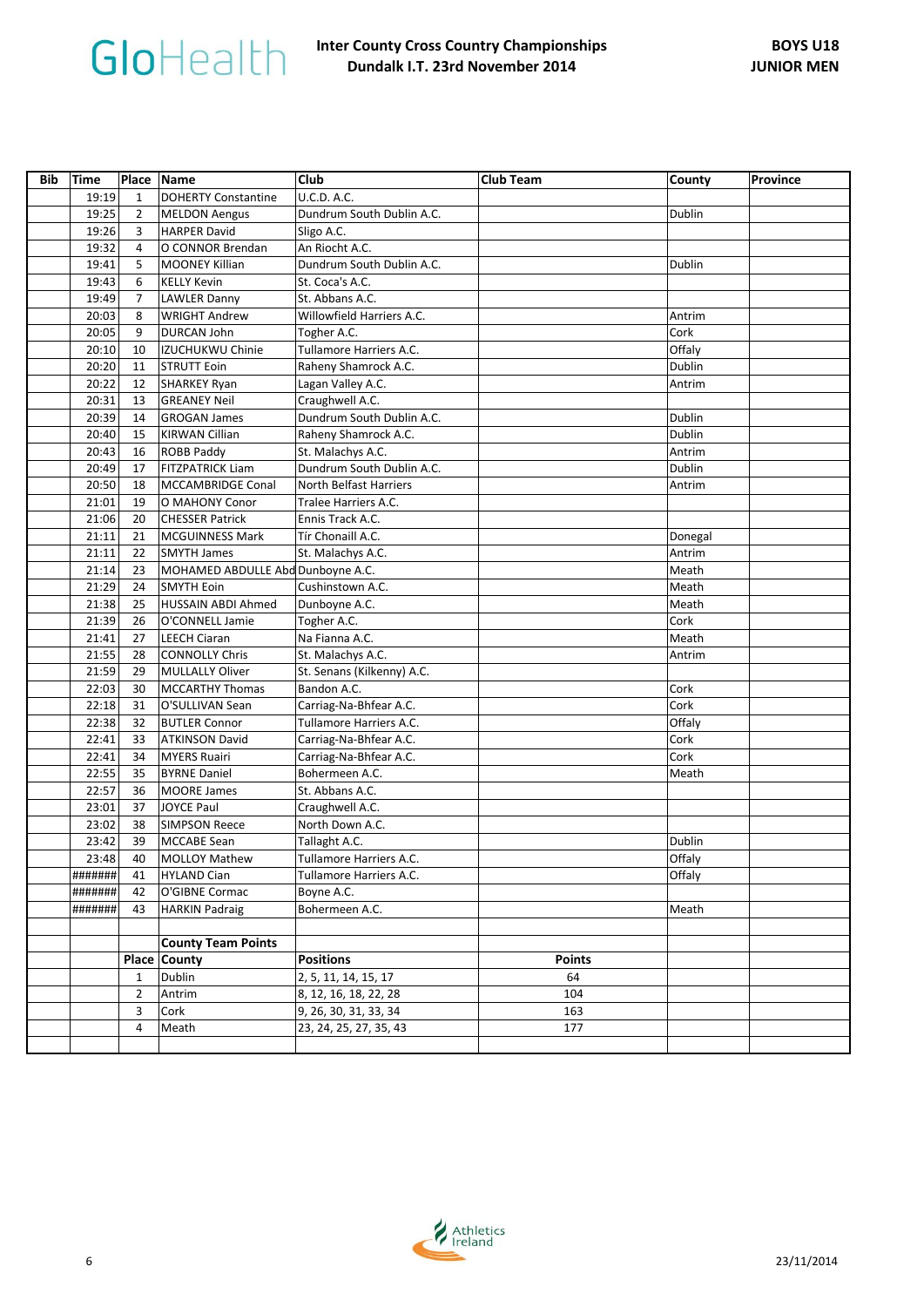GloHealth

**Inter County Cross Country Championships**
**Dundalk I.T. 23rd November 2014**

**BOYS U18**
**JUNIOR MEN**

| Bib | Time | Place | Name | Club | Club Team | County | Province |
|---|---|---|---|---|---|---|---|
| | 19:19 | 1 | DOHERTY Constantine | U.C.D. A.C. | | | |
| | 19:25 | 2 | MELDON Aengus | Dundrum South Dublin A.C. | | Dublin | |
| | 19:26 | 3 | HARPER David | Sligo A.C. | | | |
| | 19:32 | 4 | O CONNOR Brendan | An Riocht A.C. | | | |
| | 19:41 | 5 | MOONEY Killian | Dundrum South Dublin A.C. | | Dublin | |
| | 19:43 | 6 | KELLY Kevin | St. Coca's A.C. | | | |
| | 19:49 | 7 | LAWLER Danny | St. Abbans A.C. | | | |
| | 20:03 | 8 | WRIGHT Andrew | Willowfield Harriers A.C. | | Antrim | |
| | 20:05 | 9 | DURCAN John | Togher A.C. | | Cork | |
| | 20:10 | 10 | IZUCHUKWU Chinie | Tullamore Harriers A.C. | | Offaly | |
| | 20:20 | 11 | STRUTT Eoin | Raheny Shamrock A.C. | | Dublin | |
| | 20:22 | 12 | SHARKEY Ryan | Lagan Valley A.C. | | Antrim | |
| | 20:31 | 13 | GREANEY Neil | Craughwell A.C. | | | |
| | 20:39 | 14 | GROGAN James | Dundrum South Dublin A.C. | | Dublin | |
| | 20:40 | 15 | KIRWAN Cillian | Raheny Shamrock A.C. | | Dublin | |
| | 20:43 | 16 | ROBB Paddy | St. Malachys A.C. | | Antrim | |
| | 20:49 | 17 | FITZPATRICK Liam | Dundrum South Dublin A.C. | | Dublin | |
| | 20:50 | 18 | MCCAMBRIDGE Conal | North Belfast Harriers | | Antrim | |
| | 21:01 | 19 | O MAHONY Conor | Tralee Harriers A.C. | | | |
| | 21:06 | 20 | CHESSER Patrick | Ennis Track A.C. | | | |
| | 21:11 | 21 | MCGUINNESS Mark | Tír Chonaill A.C. | | Donegal | |
| | 21:11 | 22 | SMYTH James | St. Malachys A.C. | | Antrim | |
| | 21:14 | 23 | MOHAMED ABDULLE Abd | Dunboyne A.C. | | Meath | |
| | 21:29 | 24 | SMYTH Eoin | Cushinstown A.C. | | Meath | |
| | 21:38 | 25 | HUSSAIN ABDI Ahmed | Dunboyne A.C. | | Meath | |
| | 21:39 | 26 | O'CONNELL Jamie | Togher A.C. | | Cork | |
| | 21:41 | 27 | LEECH Ciaran | Na Fianna A.C. | | Meath | |
| | 21:55 | 28 | CONNOLLY Chris | St. Malachys A.C. | | Antrim | |
| | 21:59 | 29 | MULLALLY Oliver | St. Senans (Kilkenny) A.C. | | | |
| | 22:03 | 30 | MCCARTHY Thomas | Bandon A.C. | | Cork | |
| | 22:18 | 31 | O'SULLIVAN Sean | Carriag-Na-Bhfear A.C. | | Cork | |
| | 22:38 | 32 | BUTLER Connor | Tullamore Harriers A.C. | | Offaly | |
| | 22:41 | 33 | ATKINSON David | Carriag-Na-Bhfear A.C. | | Cork | |
| | 22:41 | 34 | MYERS Ruairi | Carriag-Na-Bhfear A.C. | | Cork | |
| | 22:55 | 35 | BYRNE Daniel | Bohermeen A.C. | | Meath | |
| | 22:57 | 36 | MOORE James | St. Abbans A.C. | | | |
| | 23:01 | 37 | JOYCE Paul | Craughwell A.C. | | | |
| | 23:02 | 38 | SIMPSON Reece | North Down A.C. | | | |
| | 23:42 | 39 | MCCABE Sean | Tallaght A.C. | | Dublin | |
| | 23:48 | 40 | MOLLOY Mathew | Tullamore Harriers A.C. | | Offaly | |
| | ####### | 41 | HYLAND Cian | Tullamore Harriers A.C. | | Offaly | |
| | ####### | 42 | O'GIBNE Cormac | Boyne A.C. | | | |
| | ####### | 43 | HARKIN Padraig | Bohermeen A.C. | | Meath | |
| | | | | | | | |
| | | | **County Team Points** | | | | |
| | | **Place** | **County** | **Positions** | **Points** | | |
| | | 1 | Dublin | 2, 5, 11, 14, 15, 17 | 64 | | |
| | | 2 | Antrim | 8, 12, 16, 18, 22, 28 | 104 | | |
| | | 3 | Cork | 9, 26, 30, 31, 33, 34 | 163 | | |
| | | 4 | Meath | 23, 24, 25, 27, 35, 43 | 177 | | |

Athletics Ireland